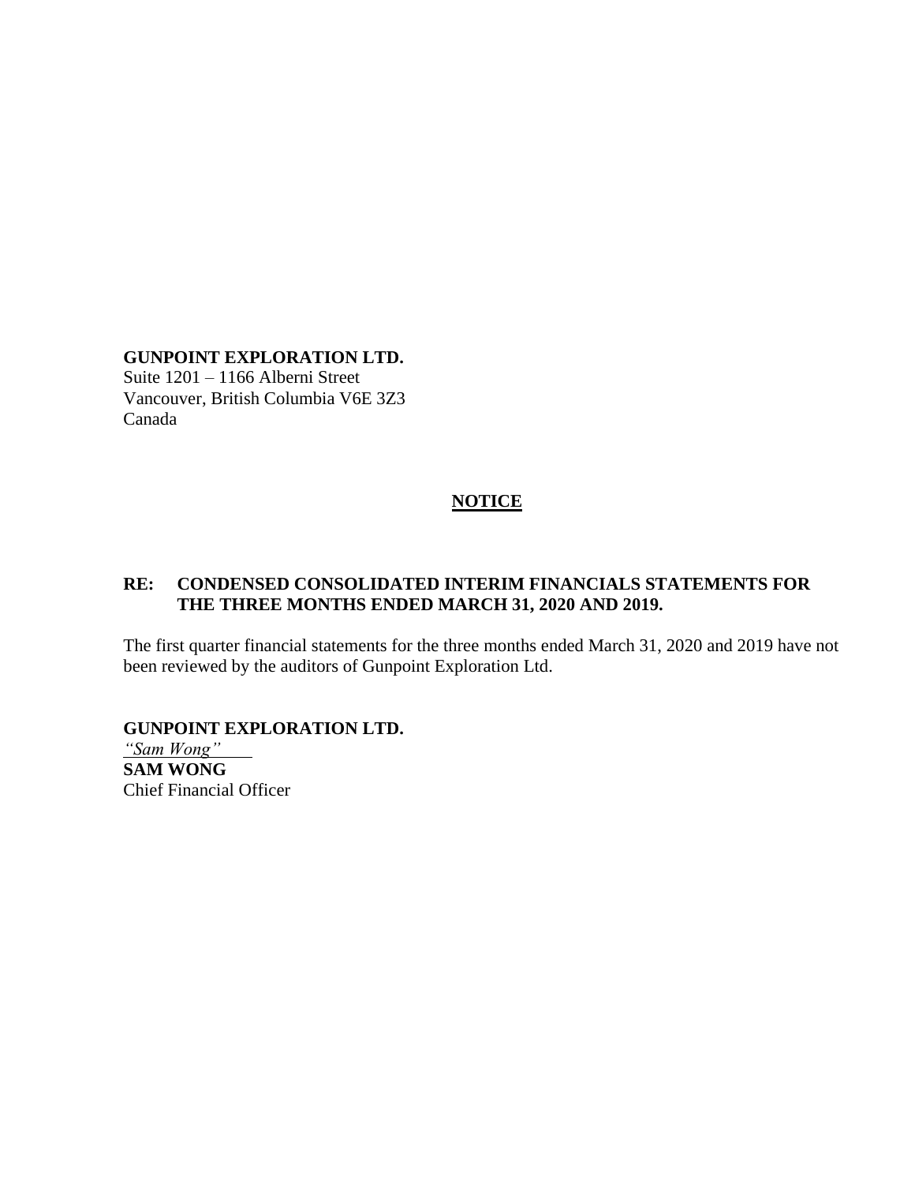**GUNPOINT EXPLORATION LTD.**
Suite 1201 – 1166 Alberni Street
Vancouver, British Columbia V6E 3Z3
Canada

## NOTICE

**RE: CONDENSED CONSOLIDATED INTERIM FINANCIALS STATEMENTS FOR THE THREE MONTHS ENDED MARCH 31, 2020 AND 2019.**

The first quarter financial statements for the three months ended March 31, 2020 and 2019 have not been reviewed by the auditors of Gunpoint Exploration Ltd.

**GUNPOINT EXPLORATION LTD.**
*"Sam Wong"*
**SAM WONG**
Chief Financial Officer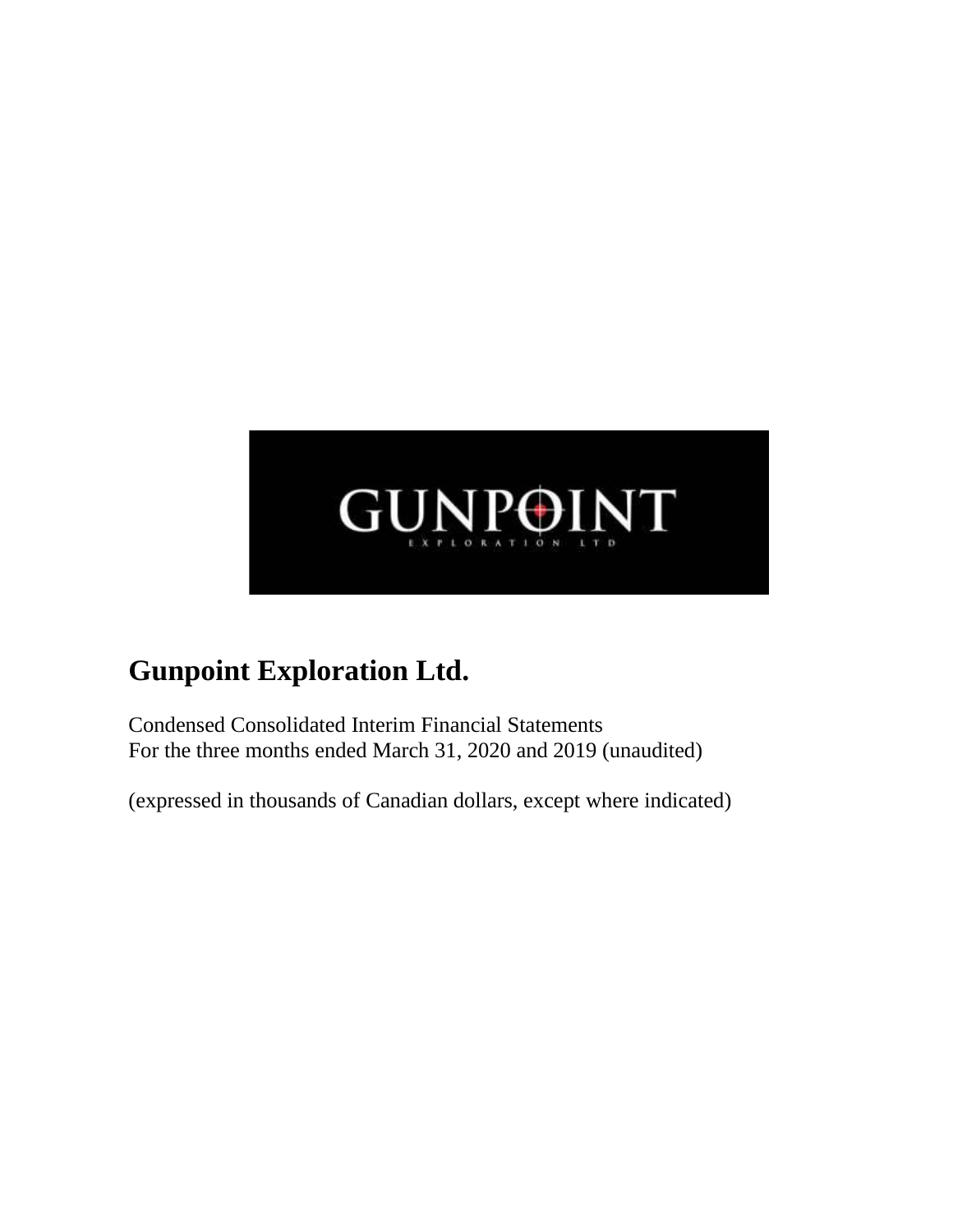GUNPOINT

EXPLORATION LTD

# Gunpoint Exploration Ltd.

Condensed Consolidated Interim Financial Statements
For the three months ended March 31, 2020 and 2019 (unaudited)

(expressed in thousands of Canadian dollars, except where indicated)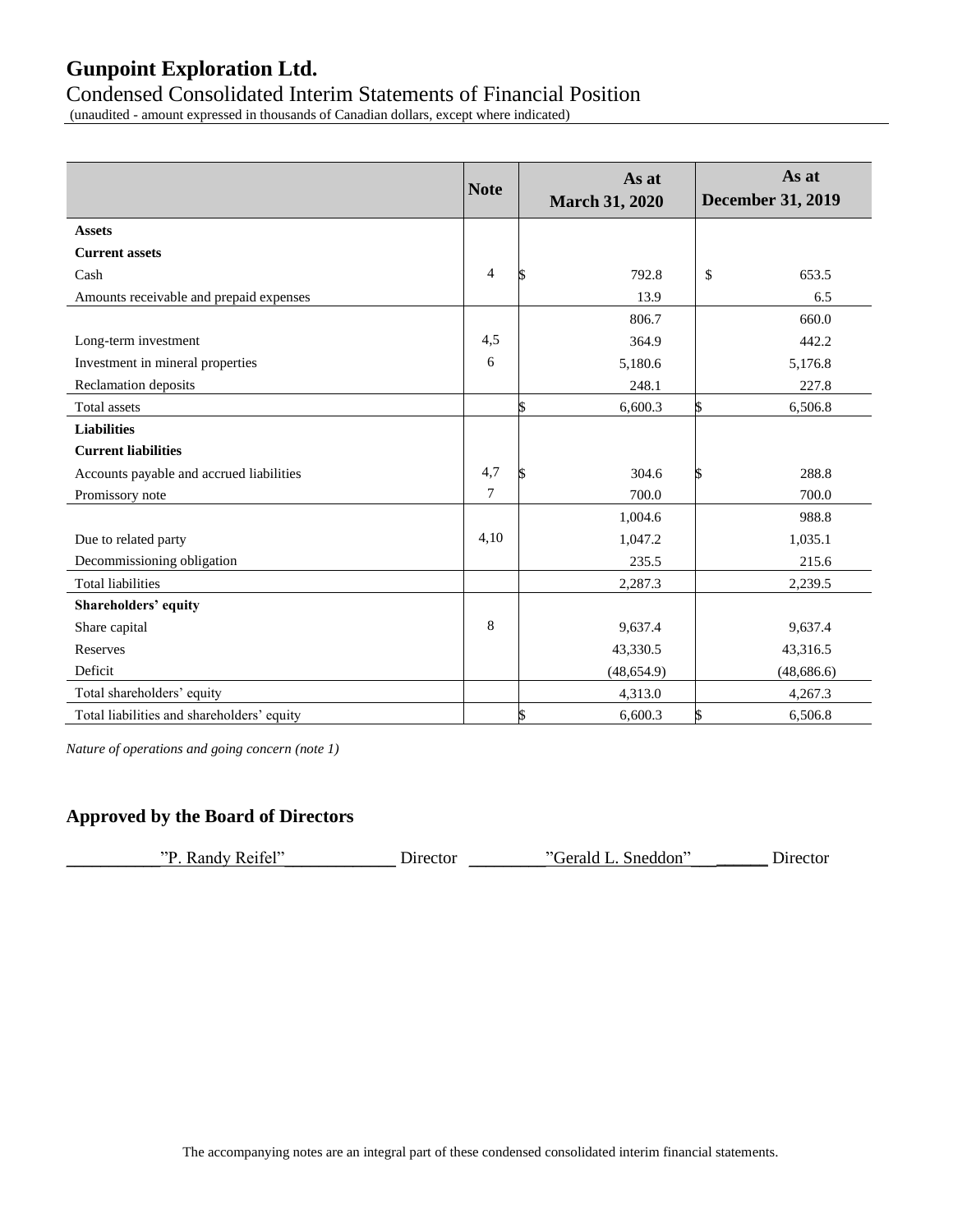# Gunpoint Exploration Ltd.

## Condensed Consolidated Interim Statements of Financial Position

(unaudited - amount expressed in thousands of Canadian dollars, except where indicated)

| | Note | As at March 31, 2020 | As at December 31, 2019 |
|---|---|---|---|
| **Assets** | | | |
| **Current assets** | | | |
| Cash | 4 | $ 792.8 | $ 653.5 |
| Amounts receivable and prepaid expenses | | 13.9 | 6.5 |
| | | 806.7 | 660.0 |
| Long-term investment | 4,5 | 364.9 | 442.2 |
| Investment in mineral properties | 6 | 5,180.6 | 5,176.8 |
| Reclamation deposits | | 248.1 | 227.8 |
| Total assets | | $ 6,600.3 | $ 6,506.8 |
| **Liabilities** | | | |
| **Current liabilities** | | | |
| Accounts payable and accrued liabilities | 4,7 | $ 304.6 | $ 288.8 |
| Promissory note | 7 | 700.0 | 700.0 |
| | | 1,004.6 | 988.8 |
| Due to related party | 4,10 | 1,047.2 | 1,035.1 |
| Decommissioning obligation | | 235.5 | 215.6 |
| Total liabilities | | 2,287.3 | 2,239.5 |
| **Shareholders' equity** | | | |
| Share capital | 8 | 9,637.4 | 9,637.4 |
| Reserves | | 43,330.5 | 43,316.5 |
| Deficit | | (48,654.9) | (48,686.6) |
| Total shareholders' equity | | 4,313.0 | 4,267.3 |
| Total liabilities and shareholders' equity | | $ 6,600.3 | $ 6,506.8 |

*Nature of operations and going concern (note 1)*

## Approved by the Board of Directors

"P. Randy Reifel" Director "Gerald L. Sneddon" Director

The accompanying notes are an integral part of these condensed consolidated interim financial statements.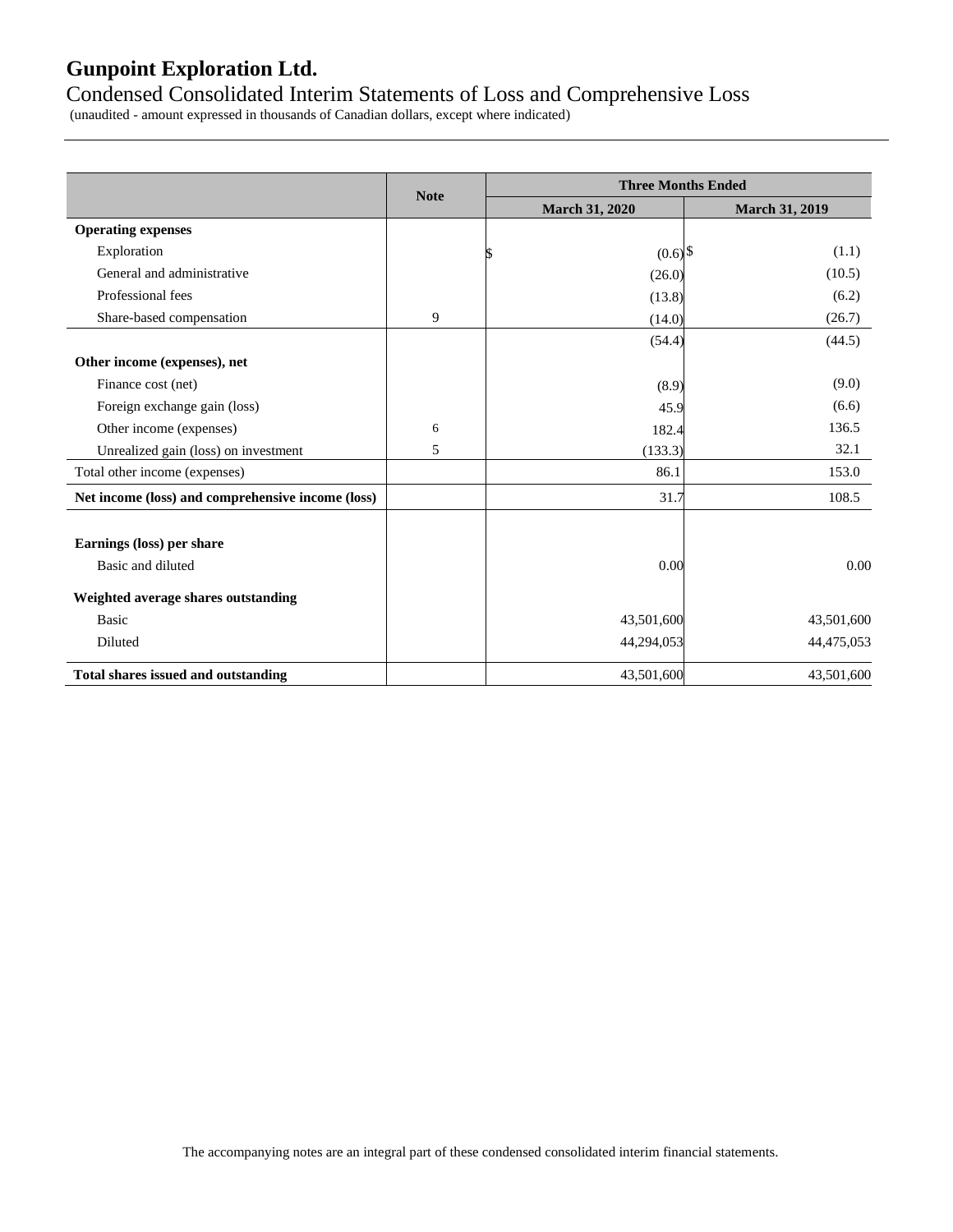# Gunpoint Exploration Ltd.

## Condensed Consolidated Interim Statements of Loss and Comprehensive Loss

(unaudited - amount expressed in thousands of Canadian dollars, except where indicated)

| | Note | Three Months Ended | |
|---|---|---|---|
| | | March 31, 2020 | March 31, 2019 |
| **Operating expenses** | | | |
| Exploration | | $ (0.6) | $ (1.1) |
| General and administrative | | (26.0) | (10.5) |
| Professional fees | | (13.8) | (6.2) |
| Share-based compensation | 9 | (14.0) | (26.7) |
| | | (54.4) | (44.5) |
| **Other income (expenses), net** | | | |
| Finance cost (net) | | (8.9) | (9.0) |
| Foreign exchange gain (loss) | | 45.9 | (6.6) |
| Other income (expenses) | 6 | 182.4 | 136.5 |
| Unrealized gain (loss) on investment | 5 | (133.3) | 32.1 |
| Total other income (expenses) | | 86.1 | 153.0 |
| **Net income (loss) and comprehensive income (loss)** | | 31.7 | 108.5 |
| **Earnings (loss) per share** | | | |
| Basic and diluted | | 0.00 | 0.00 |
| **Weighted average shares outstanding** | | | |
| Basic | | 43,501,600 | 43,501,600 |
| Diluted | | 44,294,053 | 44,475,053 |
| **Total shares issued and outstanding** | | 43,501,600 | 43,501,600 |

The accompanying notes are an integral part of these condensed consolidated interim financial statements.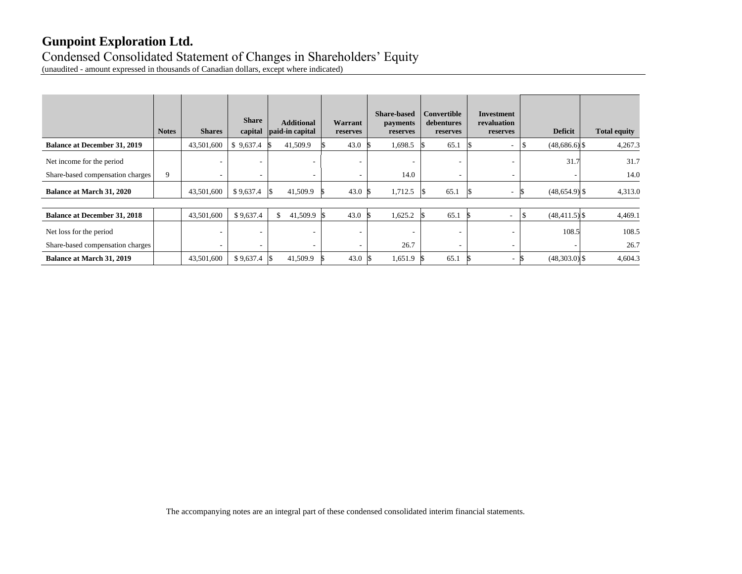# Gunpoint Exploration Ltd.

Condensed Consolidated Statement of Changes in Shareholders' Equity

(unaudited - amount expressed in thousands of Canadian dollars, except where indicated)

| | Notes | Shares | Share capital | Additional paid-in capital | Warrant reserves | Share-based payments reserves | Convertible debentures reserves | Investment revaluation reserves | Deficit | Total equity |
|---|---|---|---|---|---|---|---|---|---|---|
| **Balance at December 31, 2019** | | 43,501,600 | $ 9,637.4 | $ 41,509.9 | $ 43.0 | $ 1,698.5 | $ 65.1 | $ - | $ (48,686.6) | $ 4,267.3 |
| Net income for the period | | - | - | - | - | - | - | - | 31.7 | 31.7 |
| Share-based compensation charges | 9 | - | - | - | - | 14.0 | - | - | - | 14.0 |
| **Balance at March 31, 2020** | | 43,501,600 | $ 9,637.4 | $ 41,509.9 | $ 43.0 | $ 1,712.5 | $ 65.1 | $ - | $ (48,654.9) | $ 4,313.0 |
| | | | | | | | | | | |
| **Balance at December 31, 2018** | | 43,501,600 | $ 9,637.4 | $ 41,509.9 | $ 43.0 | $ 1,625.2 | $ 65.1 | $ - | $ (48,411.5) | $ 4,469.1 |
| Net loss for the period | | - | - | - | - | - | - | - | 108.5 | 108.5 |
| Share-based compensation charges | | - | - | - | - | 26.7 | - | - | - | 26.7 |
| **Balance at March 31, 2019** | | 43,501,600 | $ 9,637.4 | $ 41,509.9 | $ 43.0 | $ 1,651.9 | $ 65.1 | $ - | $ (48,303.0) | $ 4,604.3 |

The accompanying notes are an integral part of these condensed consolidated interim financial statements.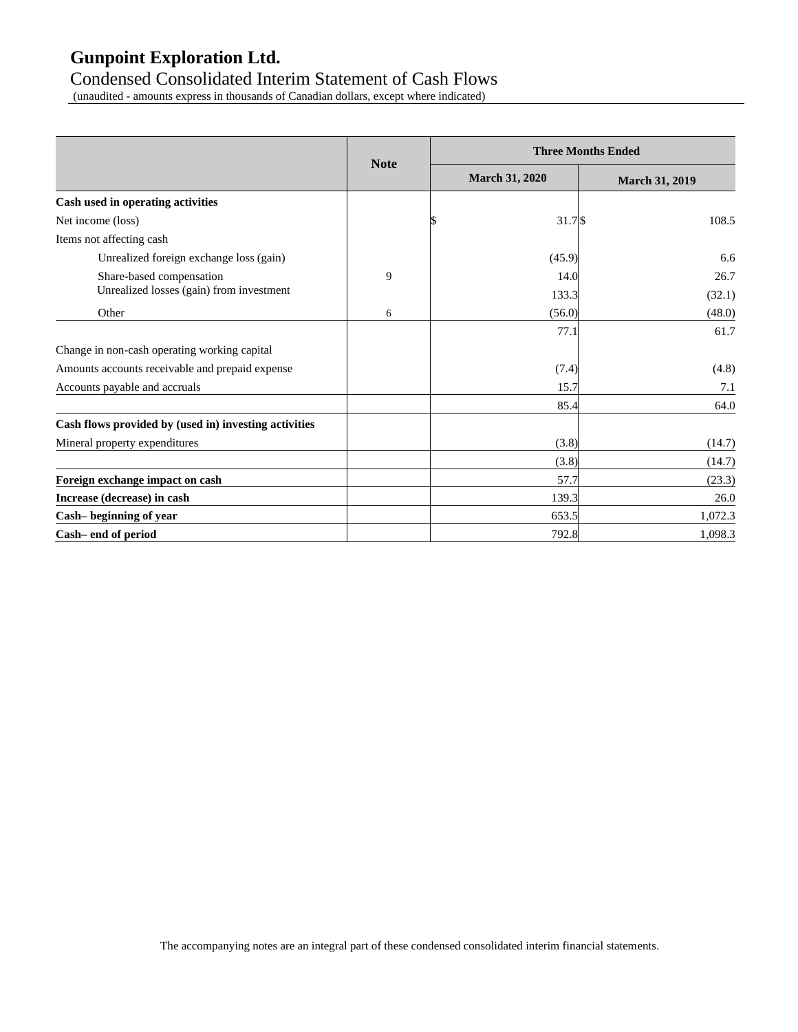# Gunpoint Exploration Ltd.

## Condensed Consolidated Interim Statement of Cash Flows

(unaudited - amounts express in thousands of Canadian dollars, except where indicated)

| | Note | Three Months Ended | |
|---|---|---|---|
| | | March 31, 2020 | March 31, 2019 |
| **Cash used in operating activities** | | | |
| Net income (loss) | | $ 31.7 | $ 108.5 |
| Items not affecting cash | | | |
| Unrealized foreign exchange loss (gain) | | (45.9) | 6.6 |
| Share-based compensation | 9 | 14.0 | 26.7 |
| Unrealized losses (gain) from investment | | 133.3 | (32.1) |
| Other | 6 | (56.0) | (48.0) |
| | | 77.1 | 61.7 |
| Change in non-cash operating working capital | | | |
| Amounts accounts receivable and prepaid expense | | (7.4) | (4.8) |
| Accounts payable and accruals | | 15.7 | 7.1 |
| | | 85.4 | 64.0 |
| **Cash flows provided by (used in) investing activities** | | | |
| Mineral property expenditures | | (3.8) | (14.7) |
| | | (3.8) | (14.7) |
| **Foreign exchange impact on cash** | | 57.7 | (23.3) |
| **Increase (decrease) in cash** | | 139.3 | 26.0 |
| **Cash– beginning of year** | | 653.5 | 1,072.3 |
| **Cash– end of period** | | 792.8 | 1,098.3 |

The accompanying notes are an integral part of these condensed consolidated interim financial statements.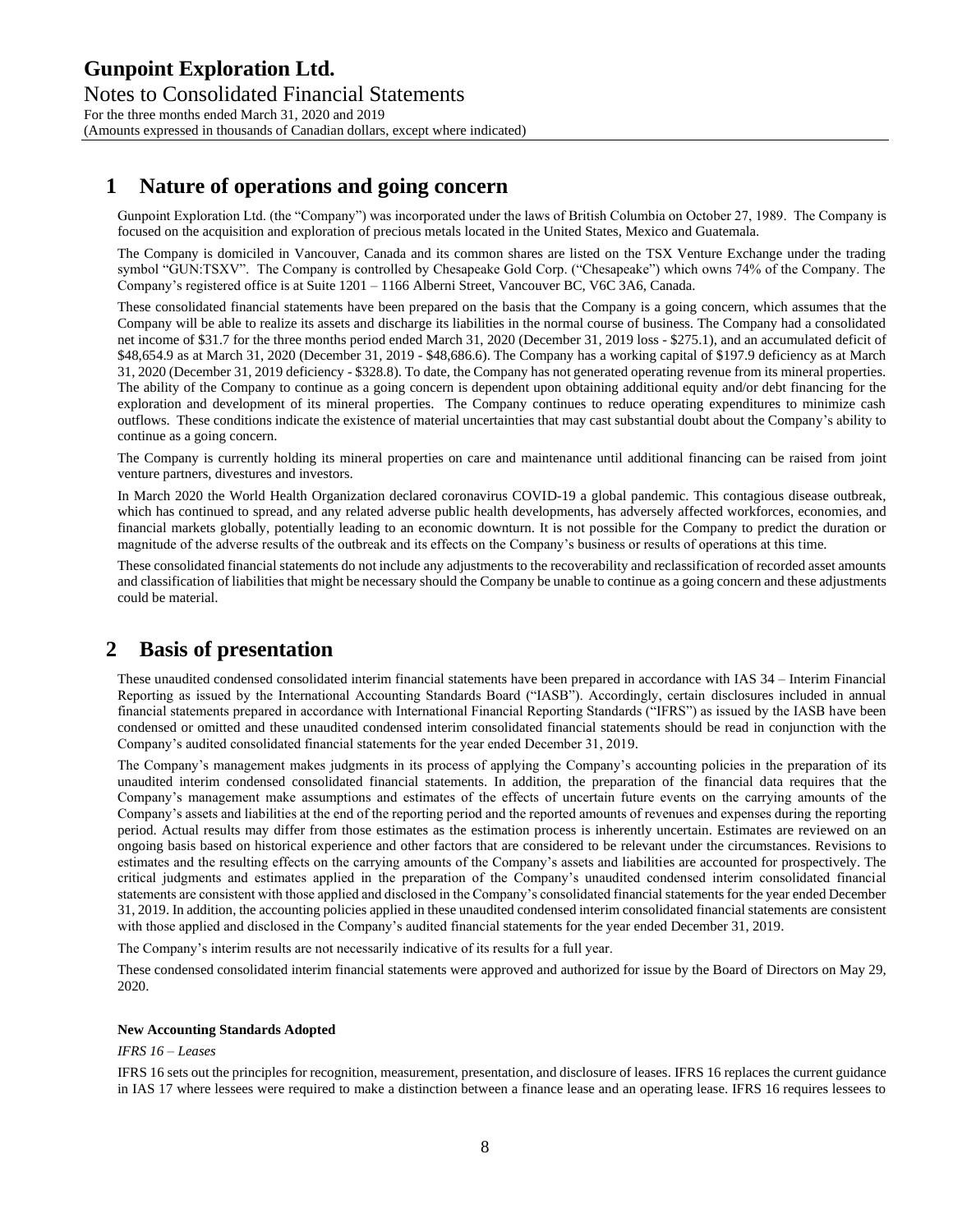# 1 Nature of operations and going concern

Gunpoint Exploration Ltd. (the "Company") was incorporated under the laws of British Columbia on October 27, 1989. The Company is focused on the acquisition and exploration of precious metals located in the United States, Mexico and Guatemala.

The Company is domiciled in Vancouver, Canada and its common shares are listed on the TSX Venture Exchange under the trading symbol "GUN:TSXV". The Company is controlled by Chesapeake Gold Corp. ("Chesapeake") which owns 74% of the Company. The Company's registered office is at Suite 1201 – 1166 Alberni Street, Vancouver BC, V6C 3A6, Canada.

These consolidated financial statements have been prepared on the basis that the Company is a going concern, which assumes that the Company will be able to realize its assets and discharge its liabilities in the normal course of business. The Company had a consolidated net income of $31.7 for the three months period ended March 31, 2020 (December 31, 2019 loss - $275.1), and an accumulated deficit of $48,654.9 as at March 31, 2020 (December 31, 2019 - $48,686.6). The Company has a working capital of $197.9 deficiency as at March 31, 2020 (December 31, 2019 deficiency - $328.8). To date, the Company has not generated operating revenue from its mineral properties. The ability of the Company to continue as a going concern is dependent upon obtaining additional equity and/or debt financing for the exploration and development of its mineral properties. The Company continues to reduce operating expenditures to minimize cash outflows. These conditions indicate the existence of material uncertainties that may cast substantial doubt about the Company's ability to continue as a going concern.

The Company is currently holding its mineral properties on care and maintenance until additional financing can be raised from joint venture partners, divestures and investors.

In March 2020 the World Health Organization declared coronavirus COVID-19 a global pandemic. This contagious disease outbreak, which has continued to spread, and any related adverse public health developments, has adversely affected workforces, economies, and financial markets globally, potentially leading to an economic downturn. It is not possible for the Company to predict the duration or magnitude of the adverse results of the outbreak and its effects on the Company's business or results of operations at this time.

These consolidated financial statements do not include any adjustments to the recoverability and reclassification of recorded asset amounts and classification of liabilities that might be necessary should the Company be unable to continue as a going concern and these adjustments could be material.

# 2 Basis of presentation

These unaudited condensed consolidated interim financial statements have been prepared in accordance with IAS 34 – Interim Financial Reporting as issued by the International Accounting Standards Board ("IASB"). Accordingly, certain disclosures included in annual financial statements prepared in accordance with International Financial Reporting Standards ("IFRS") as issued by the IASB have been condensed or omitted and these unaudited condensed interim consolidated financial statements should be read in conjunction with the Company's audited consolidated financial statements for the year ended December 31, 2019.

The Company's management makes judgments in its process of applying the Company's accounting policies in the preparation of its unaudited interim condensed consolidated financial statements. In addition, the preparation of the financial data requires that the Company's management make assumptions and estimates of the effects of uncertain future events on the carrying amounts of the Company's assets and liabilities at the end of the reporting period and the reported amounts of revenues and expenses during the reporting period. Actual results may differ from those estimates as the estimation process is inherently uncertain. Estimates are reviewed on an ongoing basis based on historical experience and other factors that are considered to be relevant under the circumstances. Revisions to estimates and the resulting effects on the carrying amounts of the Company's assets and liabilities are accounted for prospectively. The critical judgments and estimates applied in the preparation of the Company's unaudited condensed interim consolidated financial statements are consistent with those applied and disclosed in the Company's consolidated financial statements for the year ended December 31, 2019. In addition, the accounting policies applied in these unaudited condensed interim consolidated financial statements are consistent with those applied and disclosed in the Company's audited financial statements for the year ended December 31, 2019.

The Company's interim results are not necessarily indicative of its results for a full year.

These condensed consolidated interim financial statements were approved and authorized for issue by the Board of Directors on May 29, 2020.

**New Accounting Standards Adopted**

*IFRS 16 – Leases*

IFRS 16 sets out the principles for recognition, measurement, presentation, and disclosure of leases. IFRS 16 replaces the current guidance in IAS 17 where lessees were required to make a distinction between a finance lease and an operating lease. IFRS 16 requires lessees to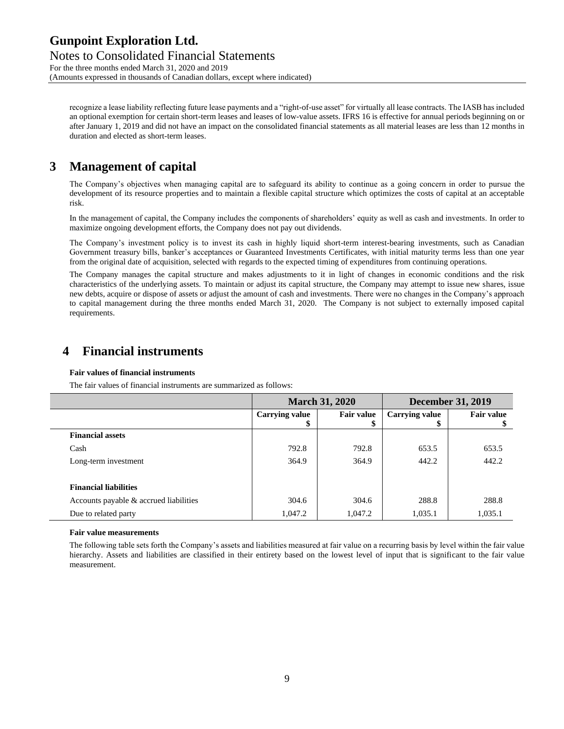recognize a lease liability reflecting future lease payments and a "right-of-use asset" for virtually all lease contracts. The IASB has included an optional exemption for certain short-term leases and leases of low-value assets. IFRS 16 is effective for annual periods beginning on or after January 1, 2019 and did not have an impact on the consolidated financial statements as all material leases are less than 12 months in duration and elected as short-term leases.

# 3 Management of capital

The Company's objectives when managing capital are to safeguard its ability to continue as a going concern in order to pursue the development of its resource properties and to maintain a flexible capital structure which optimizes the costs of capital at an acceptable risk.

In the management of capital, the Company includes the components of shareholders' equity as well as cash and investments. In order to maximize ongoing development efforts, the Company does not pay out dividends.

The Company's investment policy is to invest its cash in highly liquid short-term interest-bearing investments, such as Canadian Government treasury bills, banker's acceptances or Guaranteed Investments Certificates, with initial maturity terms less than one year from the original date of acquisition, selected with regards to the expected timing of expenditures from continuing operations.

The Company manages the capital structure and makes adjustments to it in light of changes in economic conditions and the risk characteristics of the underlying assets. To maintain or adjust its capital structure, the Company may attempt to issue new shares, issue new debts, acquire or dispose of assets or adjust the amount of cash and investments. There were no changes in the Company's approach to capital management during the three months ended March 31, 2020. The Company is not subject to externally imposed capital requirements.

# 4 Financial instruments

**Fair values of financial instruments**

The fair values of financial instruments are summarized as follows:

| | March 31, 2020 | | December 31, 2019 | |
|---|---|---|---|---|
| | Carrying value $ | Fair value $ | Carrying value $ | Fair value $ |
| **Financial assets** | | | | |
| Cash | 792.8 | 792.8 | 653.5 | 653.5 |
| Long-term investment | 364.9 | 364.9 | 442.2 | 442.2 |
| **Financial liabilities** | | | | |
| Accounts payable & accrued liabilities | 304.6 | 304.6 | 288.8 | 288.8 |
| Due to related party | 1,047.2 | 1,047.2 | 1,035.1 | 1,035.1 |

**Fair value measurements**

The following table sets forth the Company's assets and liabilities measured at fair value on a recurring basis by level within the fair value hierarchy. Assets and liabilities are classified in their entirety based on the lowest level of input that is significant to the fair value measurement.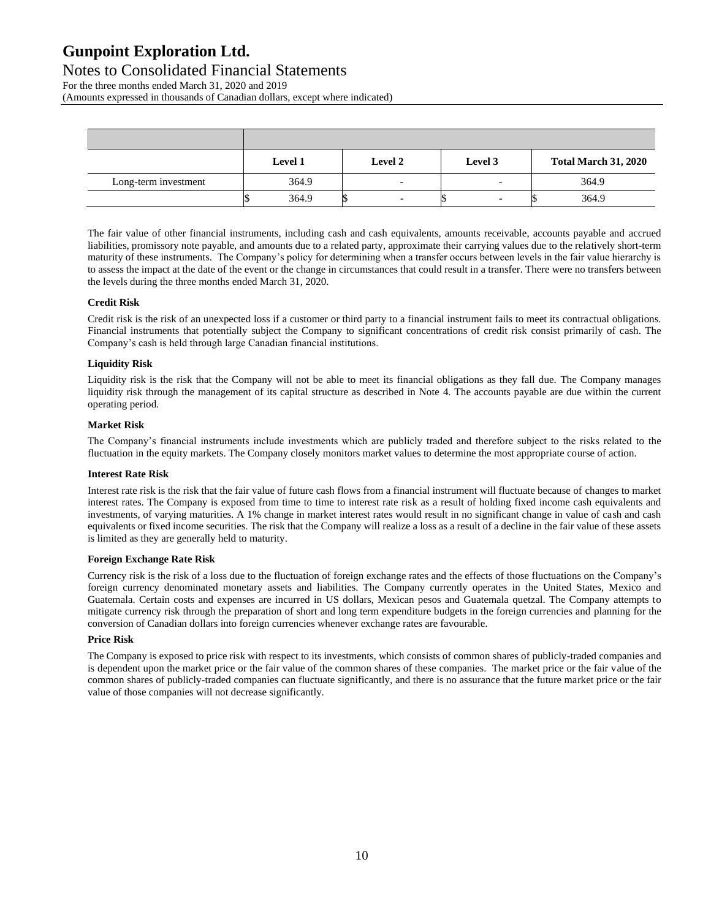| | Level 1 | Level 2 | Level 3 | Total March 31, 2020 |
|---|---|---|---|---|
| Long-term investment | 364.9 | - | - | 364.9 |
| | $ 364.9 | $ - | $ - | $ 364.9 |

The fair value of other financial instruments, including cash and cash equivalents, amounts receivable, accounts payable and accrued liabilities, promissory note payable, and amounts due to a related party, approximate their carrying values due to the relatively short-term maturity of these instruments. The Company's policy for determining when a transfer occurs between levels in the fair value hierarchy is to assess the impact at the date of the event or the change in circumstances that could result in a transfer. There were no transfers between the levels during the three months ended March 31, 2020.

**Credit Risk**

Credit risk is the risk of an unexpected loss if a customer or third party to a financial instrument fails to meet its contractual obligations. Financial instruments that potentially subject the Company to significant concentrations of credit risk consist primarily of cash. The Company's cash is held through large Canadian financial institutions.

**Liquidity Risk**

Liquidity risk is the risk that the Company will not be able to meet its financial obligations as they fall due. The Company manages liquidity risk through the management of its capital structure as described in Note 4. The accounts payable are due within the current operating period.

**Market Risk**

The Company's financial instruments include investments which are publicly traded and therefore subject to the risks related to the fluctuation in the equity markets. The Company closely monitors market values to determine the most appropriate course of action.

**Interest Rate Risk**

Interest rate risk is the risk that the fair value of future cash flows from a financial instrument will fluctuate because of changes to market interest rates. The Company is exposed from time to time to interest rate risk as a result of holding fixed income cash equivalents and investments, of varying maturities. A 1% change in market interest rates would result in no significant change in value of cash and cash equivalents or fixed income securities. The risk that the Company will realize a loss as a result of a decline in the fair value of these assets is limited as they are generally held to maturity.

**Foreign Exchange Rate Risk**

Currency risk is the risk of a loss due to the fluctuation of foreign exchange rates and the effects of those fluctuations on the Company's foreign currency denominated monetary assets and liabilities. The Company currently operates in the United States, Mexico and Guatemala. Certain costs and expenses are incurred in US dollars, Mexican pesos and Guatemala quetzal. The Company attempts to mitigate currency risk through the preparation of short and long term expenditure budgets in the foreign currencies and planning for the conversion of Canadian dollars into foreign currencies whenever exchange rates are favourable.

**Price Risk**

The Company is exposed to price risk with respect to its investments, which consists of common shares of publicly-traded companies and is dependent upon the market price or the fair value of the common shares of these companies. The market price or the fair value of the common shares of publicly-traded companies can fluctuate significantly, and there is no assurance that the future market price or the fair value of those companies will not decrease significantly.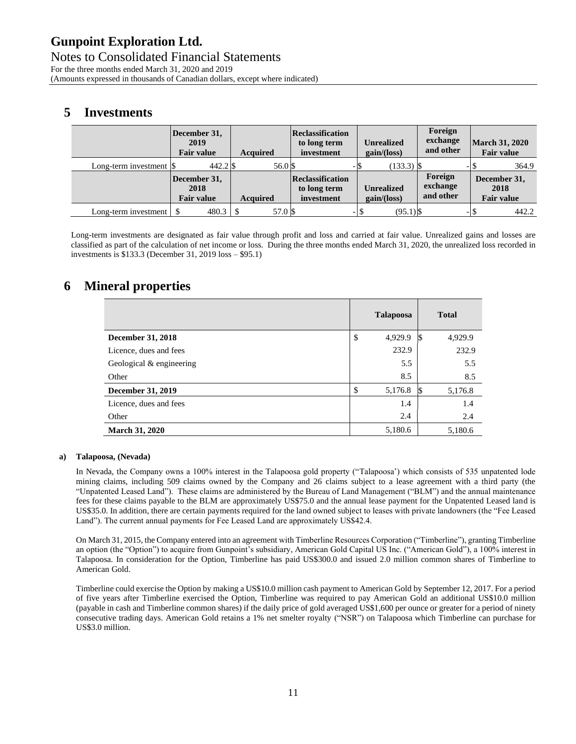# 5 Investments

| | December 31, 2019 Fair value | Acquired | Reclassification to long term investment | Unrealized gain/(loss) | Foreign exchange and other | March 31, 2020 Fair value |
|---|---|---|---|---|---|---|
| Long-term investment | $ 442.2 | $ 56.0 | $ - | $ (133.3) | $ - | $ 364.9 |
| | **December 31, 2018 Fair value** | **Acquired** | **Reclassification to long term investment** | **Unrealized gain/(loss)** | **Foreign exchange and other** | **December 31, 2018 Fair value** |
| Long-term investment | $ 480.3 | $ 57.0 | $ - | $ (95.1) | $ - | $ 442.2 |

Long-term investments are designated as fair value through profit and loss and carried at fair value. Unrealized gains and losses are classified as part of the calculation of net income or loss. During the three months ended March 31, 2020, the unrealized loss recorded in investments is $133.3 (December 31, 2019 loss – $95.1)

# 6 Mineral properties

| | Talapoosa | Total |
|---|---|---|
| **December 31, 2018** | $ 4,929.9 | $ 4,929.9 |
| Licence, dues and fees | 232.9 | 232.9 |
| Geological & engineering | 5.5 | 5.5 |
| Other | 8.5 | 8.5 |
| **December 31, 2019** | $ 5,176.8 | $ 5,176.8 |
| Licence, dues and fees | 1.4 | 1.4 |
| Other | 2.4 | 2.4 |
| **March 31, 2020** | 5,180.6 | 5,180.6 |

**a) Talapoosa, (Nevada)**

In Nevada, the Company owns a 100% interest in the Talapoosa gold property ("Talapoosa') which consists of 535 unpatented lode mining claims, including 509 claims owned by the Company and 26 claims subject to a lease agreement with a third party (the "Unpatented Leased Land"). These claims are administered by the Bureau of Land Management ("BLM") and the annual maintenance fees for these claims payable to the BLM are approximately US$75.0 and the annual lease payment for the Unpatented Leased land is US$35.0. In addition, there are certain payments required for the land owned subject to leases with private landowners (the "Fee Leased Land"). The current annual payments for Fee Leased Land are approximately US$42.4.

On March 31, 2015, the Company entered into an agreement with Timberline Resources Corporation ("Timberline"), granting Timberline an option (the "Option") to acquire from Gunpoint's subsidiary, American Gold Capital US Inc. ("American Gold"), a 100% interest in Talapoosa. In consideration for the Option, Timberline has paid US$300.0 and issued 2.0 million common shares of Timberline to American Gold.

Timberline could exercise the Option by making a US$10.0 million cash payment to American Gold by September 12, 2017. For a period of five years after Timberline exercised the Option, Timberline was required to pay American Gold an additional US$10.0 million (payable in cash and Timberline common shares) if the daily price of gold averaged US$1,600 per ounce or greater for a period of ninety consecutive trading days. American Gold retains a 1% net smelter royalty ("NSR") on Talapoosa which Timberline can purchase for US$3.0 million.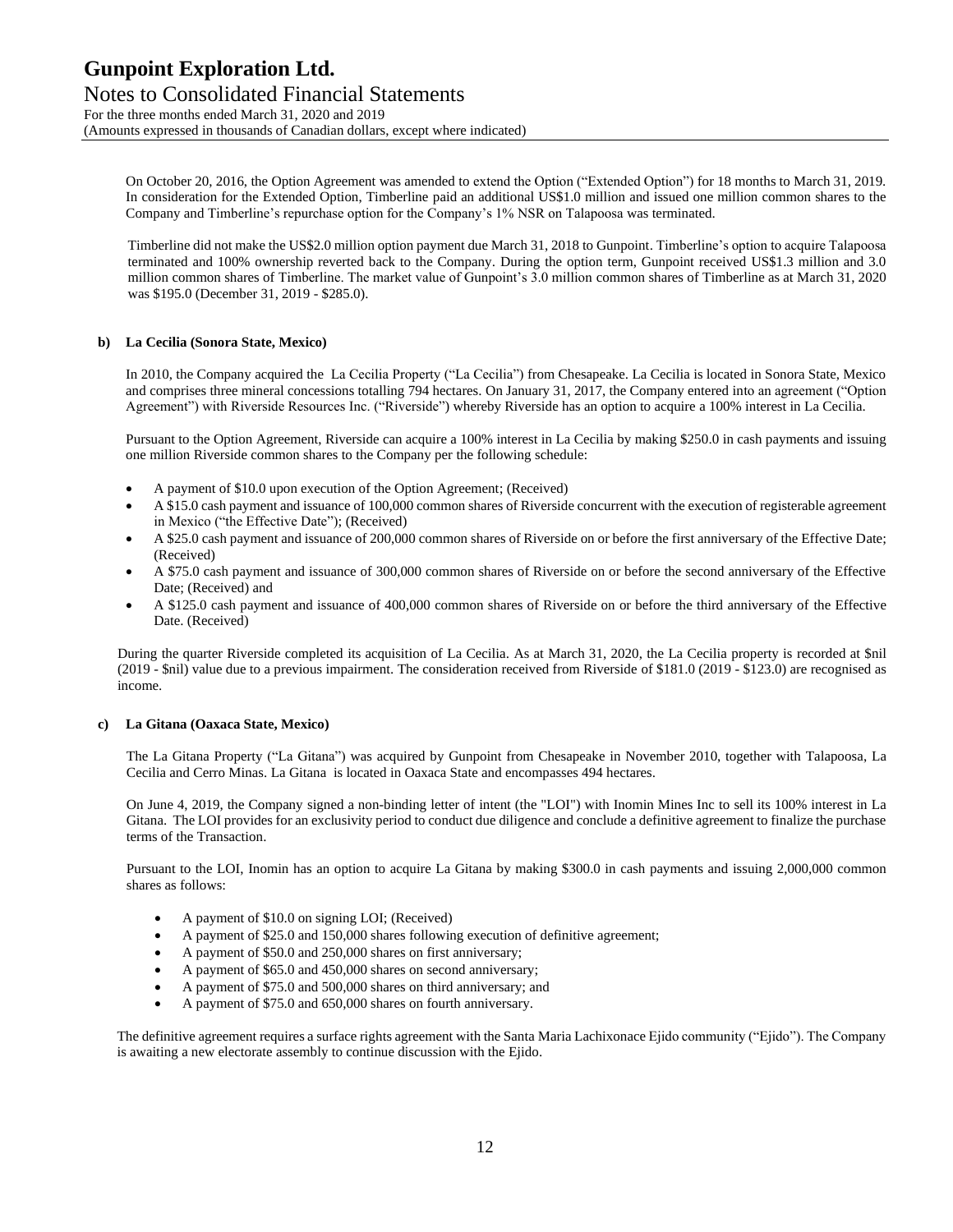On October 20, 2016, the Option Agreement was amended to extend the Option ("Extended Option") for 18 months to March 31, 2019. In consideration for the Extended Option, Timberline paid an additional US$1.0 million and issued one million common shares to the Company and Timberline's repurchase option for the Company's 1% NSR on Talapoosa was terminated.

Timberline did not make the US$2.0 million option payment due March 31, 2018 to Gunpoint. Timberline's option to acquire Talapoosa terminated and 100% ownership reverted back to the Company. During the option term, Gunpoint received US$1.3 million and 3.0 million common shares of Timberline. The market value of Gunpoint's 3.0 million common shares of Timberline as at March 31, 2020 was $195.0 (December 31, 2019 - $285.0).

**b) La Cecilia (Sonora State, Mexico)**

In 2010, the Company acquired the La Cecilia Property ("La Cecilia") from Chesapeake. La Cecilia is located in Sonora State, Mexico and comprises three mineral concessions totalling 794 hectares. On January 31, 2017, the Company entered into an agreement ("Option Agreement") with Riverside Resources Inc. ("Riverside") whereby Riverside has an option to acquire a 100% interest in La Cecilia.

Pursuant to the Option Agreement, Riverside can acquire a 100% interest in La Cecilia by making $250.0 in cash payments and issuing one million Riverside common shares to the Company per the following schedule:

- A payment of $10.0 upon execution of the Option Agreement; (Received)
- A $15.0 cash payment and issuance of 100,000 common shares of Riverside concurrent with the execution of registerable agreement in Mexico ("the Effective Date"); (Received)
- A $25.0 cash payment and issuance of 200,000 common shares of Riverside on or before the first anniversary of the Effective Date; (Received)
- A $75.0 cash payment and issuance of 300,000 common shares of Riverside on or before the second anniversary of the Effective Date; (Received) and
- A $125.0 cash payment and issuance of 400,000 common shares of Riverside on or before the third anniversary of the Effective Date. (Received)

During the quarter Riverside completed its acquisition of La Cecilia. As at March 31, 2020, the La Cecilia property is recorded at $nil (2019 - $nil) value due to a previous impairment. The consideration received from Riverside of $181.0 (2019 - $123.0) are recognised as income.

**c) La Gitana (Oaxaca State, Mexico)**

The La Gitana Property ("La Gitana") was acquired by Gunpoint from Chesapeake in November 2010, together with Talapoosa, La Cecilia and Cerro Minas. La Gitana is located in Oaxaca State and encompasses 494 hectares.

On June 4, 2019, the Company signed a non-binding letter of intent (the "LOI") with Inomin Mines Inc to sell its 100% interest in La Gitana. The LOI provides for an exclusivity period to conduct due diligence and conclude a definitive agreement to finalize the purchase terms of the Transaction.

Pursuant to the LOI, Inomin has an option to acquire La Gitana by making $300.0 in cash payments and issuing 2,000,000 common shares as follows:

- A payment of $10.0 on signing LOI; (Received)
- A payment of $25.0 and 150,000 shares following execution of definitive agreement;
- A payment of $50.0 and 250,000 shares on first anniversary;
- A payment of $65.0 and 450,000 shares on second anniversary;
- A payment of $75.0 and 500,000 shares on third anniversary; and
- A payment of $75.0 and 650,000 shares on fourth anniversary.

The definitive agreement requires a surface rights agreement with the Santa Maria Lachixonace Ejido community ("Ejido"). The Company is awaiting a new electorate assembly to continue discussion with the Ejido.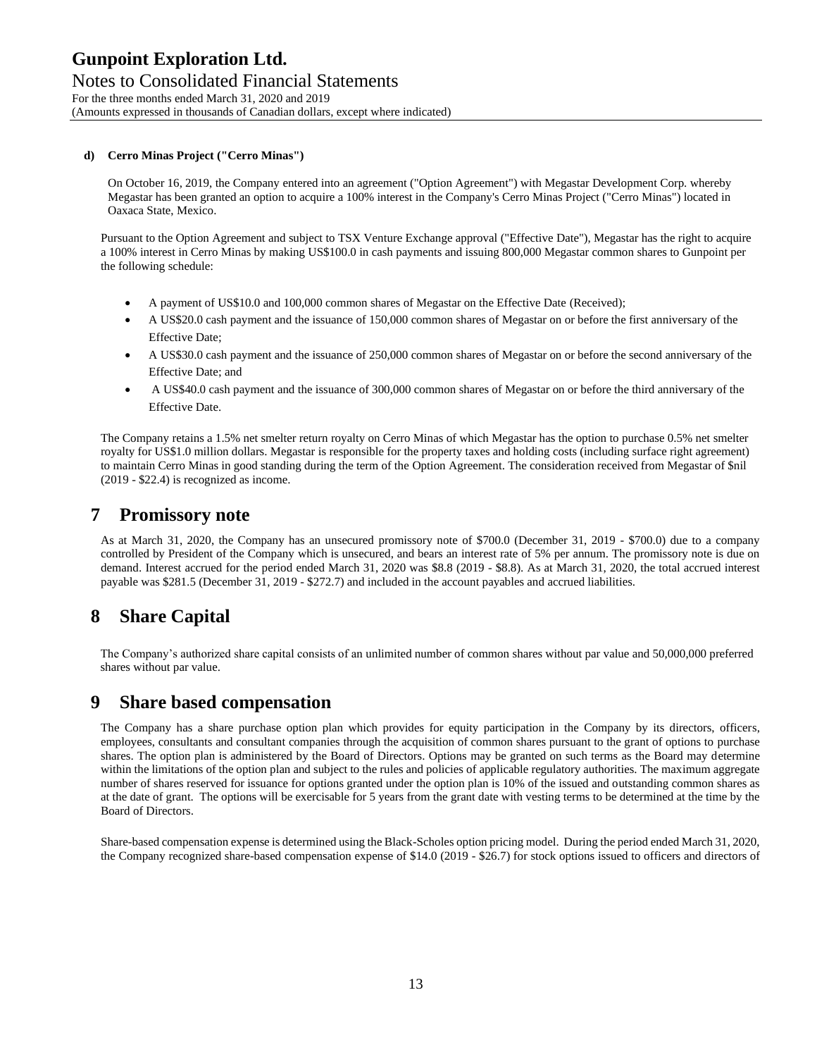**d) Cerro Minas Project ("Cerro Minas")**

On October 16, 2019, the Company entered into an agreement ("Option Agreement") with Megastar Development Corp. whereby Megastar has been granted an option to acquire a 100% interest in the Company's Cerro Minas Project ("Cerro Minas") located in Oaxaca State, Mexico.

Pursuant to the Option Agreement and subject to TSX Venture Exchange approval ("Effective Date"), Megastar has the right to acquire a 100% interest in Cerro Minas by making US$100.0 in cash payments and issuing 800,000 Megastar common shares to Gunpoint per the following schedule:

- A payment of US$10.0 and 100,000 common shares of Megastar on the Effective Date (Received);
- A US$20.0 cash payment and the issuance of 150,000 common shares of Megastar on or before the first anniversary of the Effective Date;
- A US$30.0 cash payment and the issuance of 250,000 common shares of Megastar on or before the second anniversary of the Effective Date; and
- A US$40.0 cash payment and the issuance of 300,000 common shares of Megastar on or before the third anniversary of the Effective Date.

The Company retains a 1.5% net smelter return royalty on Cerro Minas of which Megastar has the option to purchase 0.5% net smelter royalty for US$1.0 million dollars. Megastar is responsible for the property taxes and holding costs (including surface right agreement) to maintain Cerro Minas in good standing during the term of the Option Agreement. The consideration received from Megastar of $nil (2019 - $22.4) is recognized as income.

# 7 Promissory note

As at March 31, 2020, the Company has an unsecured promissory note of $700.0 (December 31, 2019 - $700.0) due to a company controlled by President of the Company which is unsecured, and bears an interest rate of 5% per annum. The promissory note is due on demand. Interest accrued for the period ended March 31, 2020 was $8.8 (2019 - $8.8). As at March 31, 2020, the total accrued interest payable was $281.5 (December 31, 2019 - $272.7) and included in the account payables and accrued liabilities.

# 8 Share Capital

The Company's authorized share capital consists of an unlimited number of common shares without par value and 50,000,000 preferred shares without par value.

# 9 Share based compensation

The Company has a share purchase option plan which provides for equity participation in the Company by its directors, officers, employees, consultants and consultant companies through the acquisition of common shares pursuant to the grant of options to purchase shares. The option plan is administered by the Board of Directors. Options may be granted on such terms as the Board may determine within the limitations of the option plan and subject to the rules and policies of applicable regulatory authorities. The maximum aggregate number of shares reserved for issuance for options granted under the option plan is 10% of the issued and outstanding common shares as at the date of grant. The options will be exercisable for 5 years from the grant date with vesting terms to be determined at the time by the Board of Directors.

Share-based compensation expense is determined using the Black-Scholes option pricing model. During the period ended March 31, 2020, the Company recognized share-based compensation expense of $14.0 (2019 - $26.7) for stock options issued to officers and directors of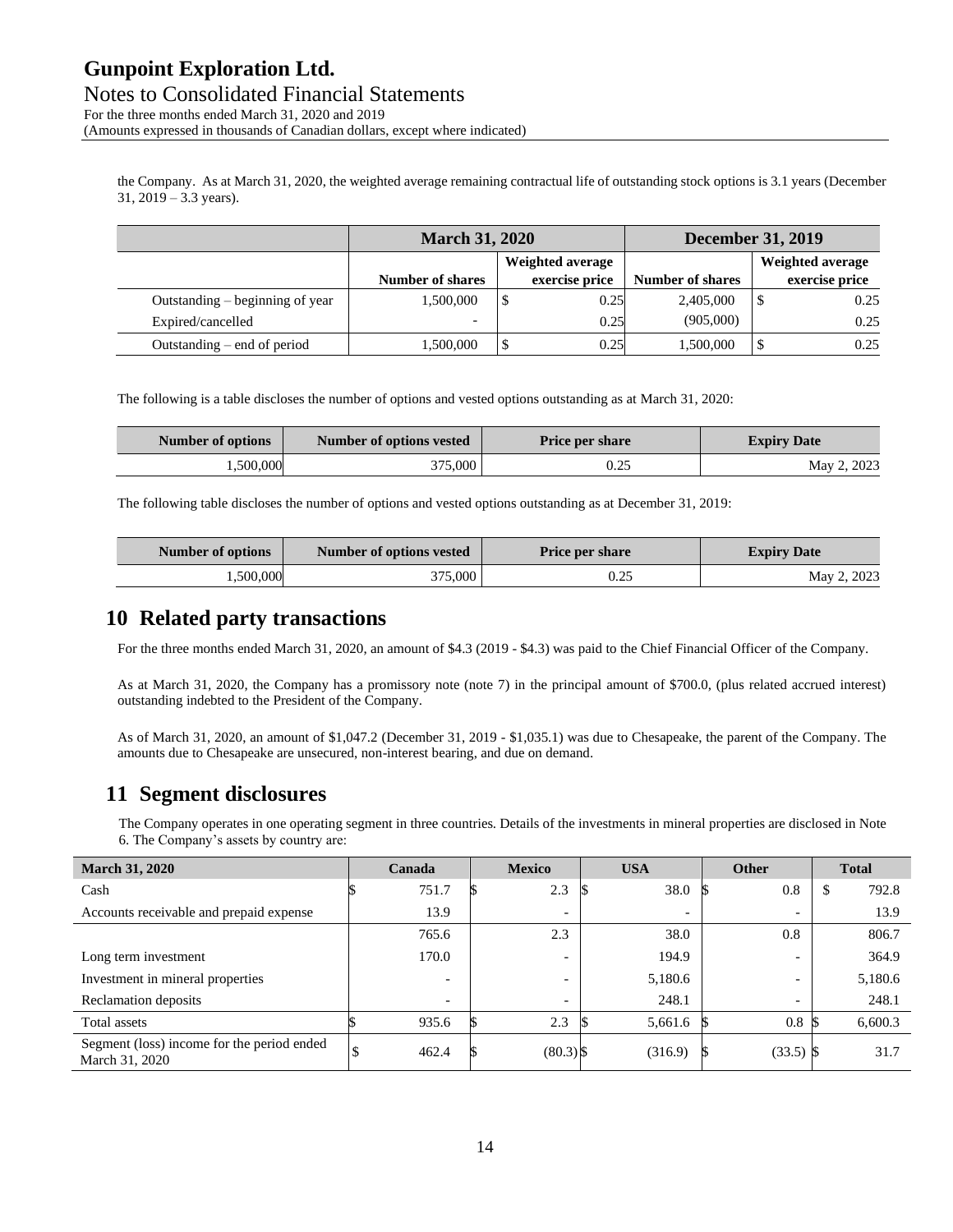the Company. As at March 31, 2020, the weighted average remaining contractual life of outstanding stock options is 3.1 years (December 31, 2019 – 3.3 years).

| | March 31, 2020 | | December 31, 2019 | |
|---|---|---|---|---|
| | Number of shares | Weighted average exercise price | Number of shares | Weighted average exercise price |
| Outstanding – beginning of year | 1,500,000 | $ 0.25 | 2,405,000 | $ 0.25 |
| Expired/cancelled | - | 0.25 | (905,000) | 0.25 |
| Outstanding – end of period | 1,500,000 | $ 0.25 | 1,500,000 | $ 0.25 |

The following is a table discloses the number of options and vested options outstanding as at March 31, 2020:

| Number of options | Number of options vested | Price per share | Expiry Date |
|---|---|---|---|
| 1,500,000 | 375,000 | 0.25 | May 2, 2023 |

The following table discloses the number of options and vested options outstanding as at December 31, 2019:

| Number of options | Number of options vested | Price per share | Expiry Date |
|---|---|---|---|
| 1,500,000 | 375,000 | 0.25 | May 2, 2023 |

## 10 Related party transactions

For the three months ended March 31, 2020, an amount of $4.3 (2019 - $4.3) was paid to the Chief Financial Officer of the Company.

As at March 31, 2020, the Company has a promissory note (note 7) in the principal amount of $700.0, (plus related accrued interest) outstanding indebted to the President of the Company.

As of March 31, 2020, an amount of $1,047.2 (December 31, 2019 - $1,035.1) was due to Chesapeake, the parent of the Company. The amounts due to Chesapeake are unsecured, non-interest bearing, and due on demand.

## 11 Segment disclosures

The Company operates in one operating segment in three countries. Details of the investments in mineral properties are disclosed in Note 6. The Company's assets by country are:

| March 31, 2020 | Canada | Mexico | USA | Other | Total |
|---|---|---|---|---|---|
| Cash | $ 751.7 | $ 2.3 | $ 38.0 | $ 0.8 | $ 792.8 |
| Accounts receivable and prepaid expense | 13.9 | - | - | - | 13.9 |
| | 765.6 | 2.3 | 38.0 | 0.8 | 806.7 |
| Long term investment | 170.0 | - | 194.9 | - | 364.9 |
| Investment in mineral properties | - | - | 5,180.6 | - | 5,180.6 |
| Reclamation deposits | - | - | 248.1 | - | 248.1 |
| Total assets | $ 935.6 | $ 2.3 | $ 5,661.6 | $ 0.8 | $ 6,600.3 |
| Segment (loss) income for the period ended March 31, 2020 | $ 462.4 | $ (80.3) | $ (316.9) | $ (33.5) | $ 31.7 |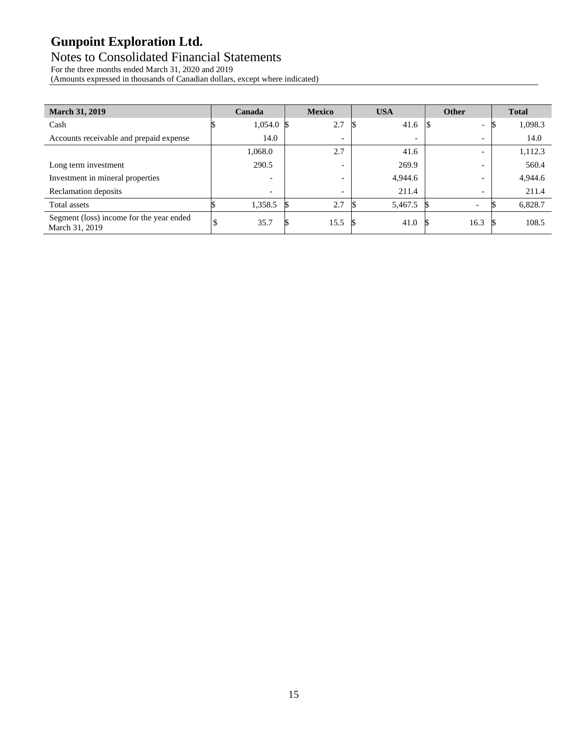| March 31, 2019 | Canada | Mexico | USA | Other | Total |
| --- | --- | --- | --- | --- | --- |
| Cash | $ 1,054.0 | $ 2.7 | $ 41.6 | $ - | $ 1,098.3 |
| Accounts receivable and prepaid expense | 14.0 | - | - | - | 14.0 |
| | 1,068.0 | 2.7 | 41.6 | - | 1,112.3 |
| Long term investment | 290.5 | - | 269.9 | - | 560.4 |
| Investment in mineral properties | - | - | 4,944.6 | - | 4,944.6 |
| Reclamation deposits | - | - | 211.4 | - | 211.4 |
| Total assets | $ 1,358.5 | $ 2.7 | $ 5,467.5 | $ - | $ 6,828.7 |
| Segment (loss) income for the year ended March 31, 2019 | $ 35.7 | $ 15.5 | $ 41.0 | $ 16.3 | $ 108.5 |